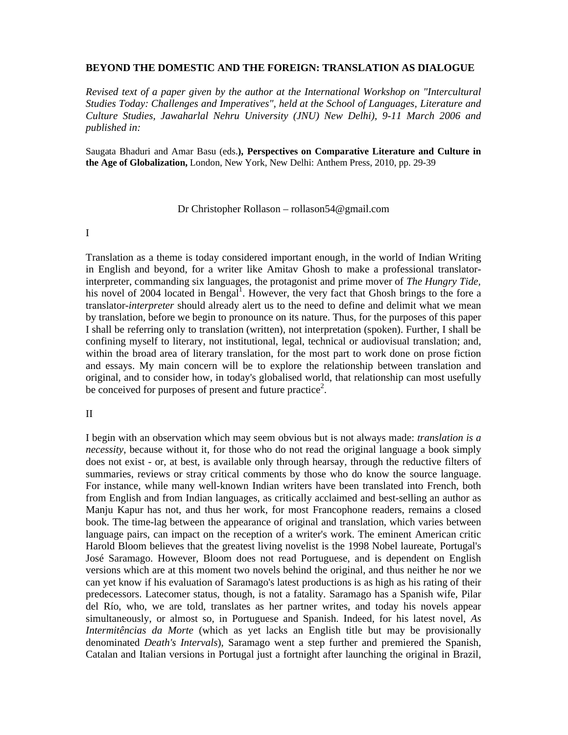# BEYOND THE DOMESTIC AND THE FOREIGN: TRANSLATION AS DIALOGUE

*Revised text of a paper given by the author at the International Workshop on "Intercultural Studies Today: Challenges and Imperatives", held at the School of Languages, Literature and Culture Studies, Jawaharlal Nehru University (JNU) New Delhi), 9-11 March 2006 and published in:*

Saugata Bhaduri and Amar Basu (eds.**), Perspectives on Comparative Literature and Culture in the Age of Globalization,** London, New York, New Delhi: Anthem Press, 2010, pp. 29-39

Dr Christopher Rollason – rollason54@gmail.com

I

Translation as a theme is today considered important enough, in the world of Indian Writing in English and beyond, for a writer like Amitav Ghosh to make a professional translator-interpreter, commanding six languages, the protagonist and prime mover of *The Hungry Tide,* his novel of 2004 located in Bengal[1]. However, the very fact that Ghosh brings to the fore a translator-*interpreter* should already alert us to the need to define and delimit what we mean by translation, before we begin to pronounce on its nature. Thus, for the purposes of this paper I shall be referring only to translation (written), not interpretation (spoken). Further, I shall be confining myself to literary, not institutional, legal, technical or audiovisual translation; and, within the broad area of literary translation, for the most part to work done on prose fiction and essays. My main concern will be to explore the relationship between translation and original, and to consider how, in today's globalised world, that relationship can most usefully be conceived for purposes of present and future practice[2].

II

I begin with an observation which may seem obvious but is not always made: *translation is a necessity*, because without it, for those who do not read the original language a book simply does not exist - or, at best, is available only through hearsay, through the reductive filters of summaries, reviews or stray critical comments by those who do know the source language. For instance, while many well-known Indian writers have been translated into French, both from English and from Indian languages, as critically acclaimed and best-selling an author as Manju Kapur has not, and thus her work, for most Francophone readers, remains a closed book. The time-lag between the appearance of original and translation, which varies between language pairs, can impact on the reception of a writer's work. The eminent American critic Harold Bloom believes that the greatest living novelist is the 1998 Nobel laureate, Portugal's José Saramago. However, Bloom does not read Portuguese, and is dependent on English versions which are at this moment two novels behind the original, and thus neither he nor we can yet know if his evaluation of Saramago's latest productions is as high as his rating of their predecessors. Latecomer status, though, is not a fatality. Saramago has a Spanish wife, Pilar del Río, who, we are told, translates as her partner writes, and today his novels appear simultaneously, or almost so, in Portuguese and Spanish. Indeed, for his latest novel, *As Intermitências da Morte* (which as yet lacks an English title but may be provisionally denominated *Death's Intervals*), Saramago went a step further and premiered the Spanish, Catalan and Italian versions in Portugal just a fortnight after launching the original in Brazil,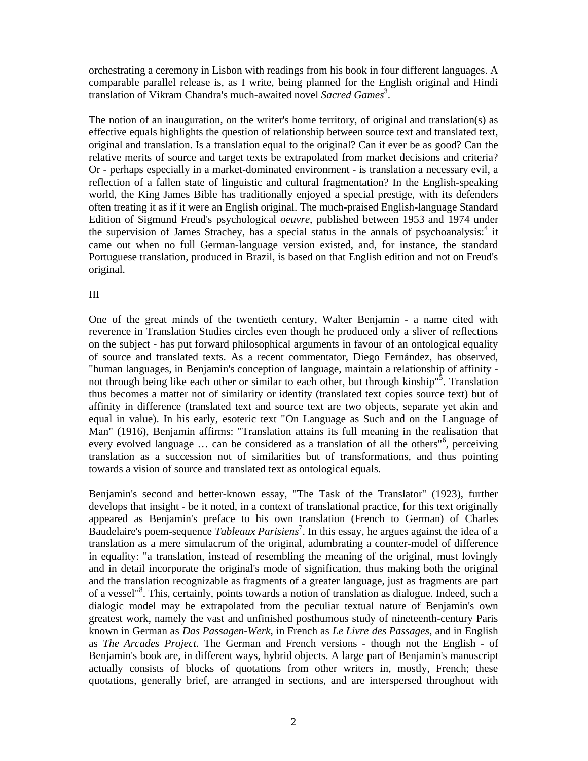orchestrating a ceremony in Lisbon with readings from his book in four different languages. A comparable parallel release is, as I write, being planned for the English original and Hindi translation of Vikram Chandra's much-awaited novel *Sacred Games*[3].

The notion of an inauguration, on the writer's home territory, of original and translation(s) as effective equals highlights the question of relationship between source text and translated text, original and translation. Is a translation equal to the original? Can it ever be as good? Can the relative merits of source and target texts be extrapolated from market decisions and criteria? Or - perhaps especially in a market-dominated environment - is translation a necessary evil, a reflection of a fallen state of linguistic and cultural fragmentation? In the English-speaking world, the King James Bible has traditionally enjoyed a special prestige, with its defenders often treating it as if it were an English original. The much-praised English-language Standard Edition of Sigmund Freud's psychological *oeuvre*, published between 1953 and 1974 under the supervision of James Strachey, has a special status in the annals of psychoanalysis:[4] it came out when no full German-language version existed, and, for instance, the standard Portuguese translation, produced in Brazil, is based on that English edition and not on Freud's original.

III

One of the great minds of the twentieth century, Walter Benjamin - a name cited with reverence in Translation Studies circles even though he produced only a sliver of reflections on the subject - has put forward philosophical arguments in favour of an ontological equality of source and translated texts. As a recent commentator, Diego Fernández, has observed, "human languages, in Benjamin's conception of language, maintain a relationship of affinity - not through being like each other or similar to each other, but through kinship"[5]. Translation thus becomes a matter not of similarity or identity (translated text copies source text) but of affinity in difference (translated text and source text are two objects, separate yet akin and equal in value). In his early, esoteric text "On Language as Such and on the Language of Man" (1916), Benjamin affirms: "Translation attains its full meaning in the realisation that every evolved language … can be considered as a translation of all the others"[6], perceiving translation as a succession not of similarities but of transformations, and thus pointing towards a vision of source and translated text as ontological equals.

Benjamin's second and better-known essay, "The Task of the Translator" (1923), further develops that insight - be it noted, in a context of translational practice, for this text originally appeared as Benjamin's preface to his own translation (French to German) of Charles Baudelaire's poem-sequence *Tableaux Parisiens*[7]. In this essay, he argues against the idea of a translation as a mere simulacrum of the original, adumbrating a counter-model of difference in equality: "a translation, instead of resembling the meaning of the original, must lovingly and in detail incorporate the original's mode of signification, thus making both the original and the translation recognizable as fragments of a greater language, just as fragments are part of a vessel"[8]. This, certainly, points towards a notion of translation as dialogue. Indeed, such a dialogic model may be extrapolated from the peculiar textual nature of Benjamin's own greatest work, namely the vast and unfinished posthumous study of nineteenth-century Paris known in German as *Das Passagen-Werk*, in French as *Le Livre des Passages*, and in English as *The Arcades Project*. The German and French versions - though not the English - of Benjamin's book are, in different ways, hybrid objects. A large part of Benjamin's manuscript actually consists of blocks of quotations from other writers in, mostly, French; these quotations, generally brief, are arranged in sections, and are interspersed throughout with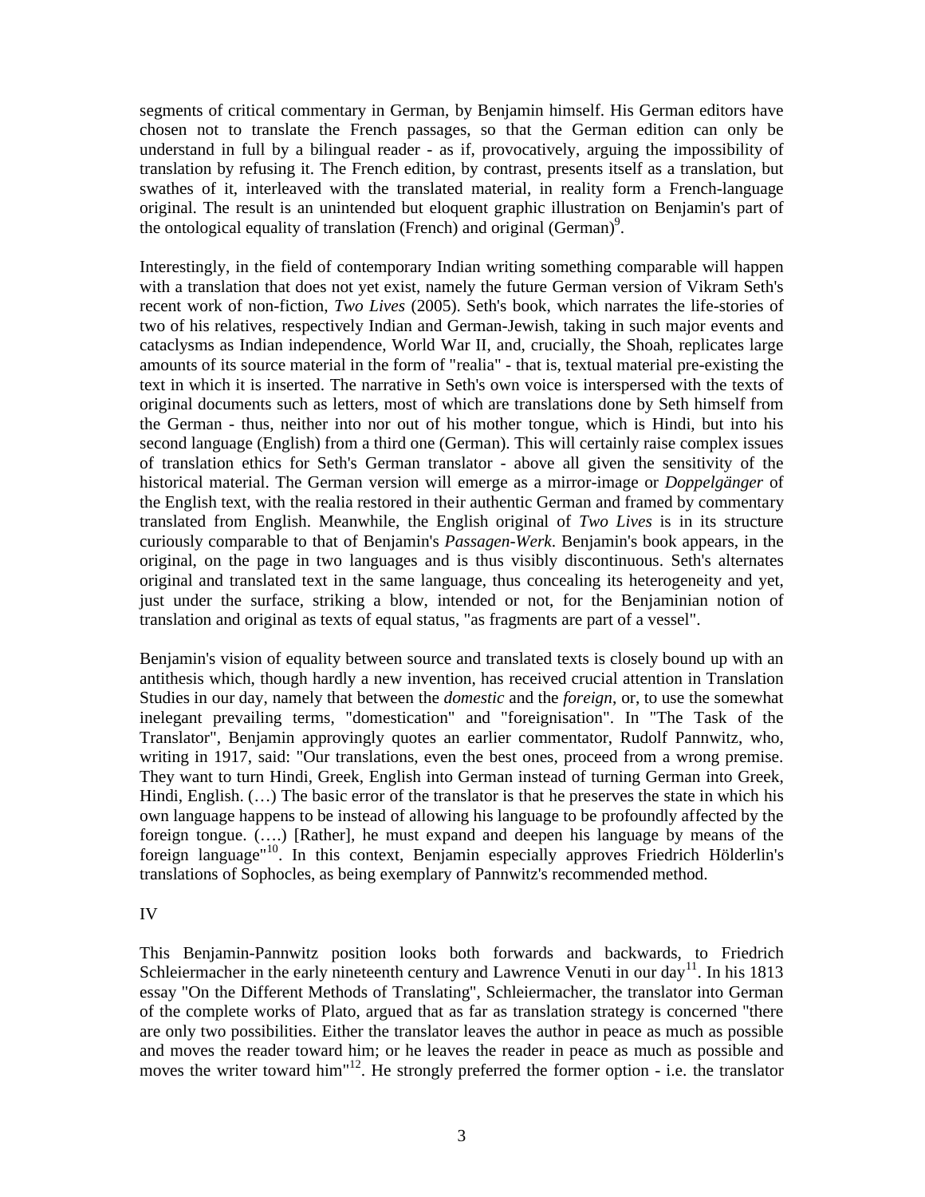segments of critical commentary in German, by Benjamin himself. His German editors have chosen not to translate the French passages, so that the German edition can only be understand in full by a bilingual reader - as if, provocatively, arguing the impossibility of translation by refusing it. The French edition, by contrast, presents itself as a translation, but swathes of it, interleaved with the translated material, in reality form a French-language original. The result is an unintended but eloquent graphic illustration on Benjamin's part of the ontological equality of translation (French) and original (German)[9].

Interestingly, in the field of contemporary Indian writing something comparable will happen with a translation that does not yet exist, namely the future German version of Vikram Seth's recent work of non-fiction, *Two Lives* (2005). Seth's book, which narrates the life-stories of two of his relatives, respectively Indian and German-Jewish, taking in such major events and cataclysms as Indian independence, World War II, and, crucially, the Shoah, replicates large amounts of its source material in the form of "realia" - that is, textual material pre-existing the text in which it is inserted. The narrative in Seth's own voice is interspersed with the texts of original documents such as letters, most of which are translations done by Seth himself from the German - thus, neither into nor out of his mother tongue, which is Hindi, but into his second language (English) from a third one (German). This will certainly raise complex issues of translation ethics for Seth's German translator - above all given the sensitivity of the historical material. The German version will emerge as a mirror-image or *Doppelgänger* of the English text, with the realia restored in their authentic German and framed by commentary translated from English. Meanwhile, the English original of *Two Lives* is in its structure curiously comparable to that of Benjamin's *Passagen-Werk*. Benjamin's book appears, in the original, on the page in two languages and is thus visibly discontinuous. Seth's alternates original and translated text in the same language, thus concealing its heterogeneity and yet, just under the surface, striking a blow, intended or not, for the Benjaminian notion of translation and original as texts of equal status, "as fragments are part of a vessel".

Benjamin's vision of equality between source and translated texts is closely bound up with an antithesis which, though hardly a new invention, has received crucial attention in Translation Studies in our day, namely that between the *domestic* and the *foreign*, or, to use the somewhat inelegant prevailing terms, "domestication" and "foreignisation". In "The Task of the Translator", Benjamin approvingly quotes an earlier commentator, Rudolf Pannwitz, who, writing in 1917, said: "Our translations, even the best ones, proceed from a wrong premise. They want to turn Hindi, Greek, English into German instead of turning German into Greek, Hindi, English. (…) The basic error of the translator is that he preserves the state in which his own language happens to be instead of allowing his language to be profoundly affected by the foreign tongue. (….) [Rather], he must expand and deepen his language by means of the foreign language"[10]. In this context, Benjamin especially approves Friedrich Hölderlin's translations of Sophocles, as being exemplary of Pannwitz's recommended method.

## IV

This Benjamin-Pannwitz position looks both forwards and backwards, to Friedrich Schleiermacher in the early nineteenth century and Lawrence Venuti in our day[11]. In his 1813 essay "On the Different Methods of Translating", Schleiermacher, the translator into German of the complete works of Plato, argued that as far as translation strategy is concerned "there are only two possibilities. Either the translator leaves the author in peace as much as possible and moves the reader toward him; or he leaves the reader in peace as much as possible and moves the writer toward him"[12]. He strongly preferred the former option - i.e. the translator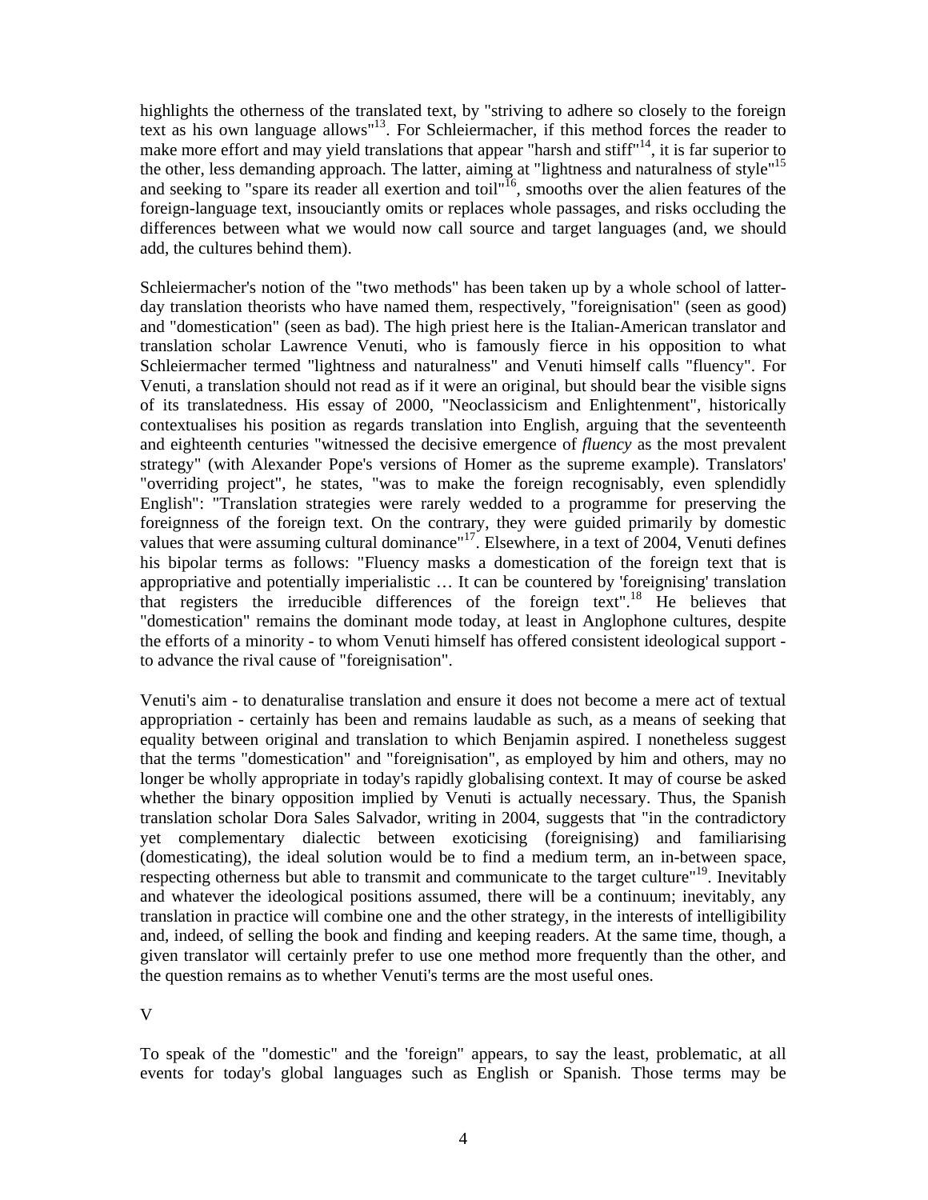highlights the otherness of the translated text, by "striving to adhere so closely to the foreign text as his own language allows"[13]. For Schleiermacher, if this method forces the reader to make more effort and may yield translations that appear "harsh and stiff"[14], it is far superior to the other, less demanding approach. The latter, aiming at "lightness and naturalness of style"[15] and seeking to "spare its reader all exertion and toil"[16], smooths over the alien features of the foreign-language text, insouciantly omits or replaces whole passages, and risks occluding the differences between what we would now call source and target languages (and, we should add, the cultures behind them).

Schleiermacher's notion of the "two methods" has been taken up by a whole school of latter-day translation theorists who have named them, respectively, "foreignisation" (seen as good) and "domestication" (seen as bad). The high priest here is the Italian-American translator and translation scholar Lawrence Venuti, who is famously fierce in his opposition to what Schleiermacher termed "lightness and naturalness" and Venuti himself calls "fluency". For Venuti, a translation should not read as if it were an original, but should bear the visible signs of its translatedness. His essay of 2000, "Neoclassicism and Enlightenment", historically contextualises his position as regards translation into English, arguing that the seventeenth and eighteenth centuries "witnessed the decisive emergence of *fluency* as the most prevalent strategy" (with Alexander Pope's versions of Homer as the supreme example). Translators' "overriding project", he states, "was to make the foreign recognisably, even splendidly English": "Translation strategies were rarely wedded to a programme for preserving the foreignness of the foreign text. On the contrary, they were guided primarily by domestic values that were assuming cultural dominance"[17]. Elsewhere, in a text of 2004, Venuti defines his bipolar terms as follows: "Fluency masks a domestication of the foreign text that is appropriative and potentially imperialistic … It can be countered by 'foreignising' translation that registers the irreducible differences of the foreign text".[18] He believes that "domestication" remains the dominant mode today, at least in Anglophone cultures, despite the efforts of a minority - to whom Venuti himself has offered consistent ideological support - to advance the rival cause of "foreignisation".

Venuti's aim - to denaturalise translation and ensure it does not become a mere act of textual appropriation - certainly has been and remains laudable as such, as a means of seeking that equality between original and translation to which Benjamin aspired. I nonetheless suggest that the terms "domestication" and "foreignisation", as employed by him and others, may no longer be wholly appropriate in today's rapidly globalising context. It may of course be asked whether the binary opposition implied by Venuti is actually necessary. Thus, the Spanish translation scholar Dora Sales Salvador, writing in 2004, suggests that "in the contradictory yet complementary dialectic between exoticising (foreignising) and familiarising (domesticating), the ideal solution would be to find a medium term, an in-between space, respecting otherness but able to transmit and communicate to the target culture"[19]. Inevitably and whatever the ideological positions assumed, there will be a continuum; inevitably, any translation in practice will combine one and the other strategy, in the interests of intelligibility and, indeed, of selling the book and finding and keeping readers. At the same time, though, a given translator will certainly prefer to use one method more frequently than the other, and the question remains as to whether Venuti's terms are the most useful ones.

## V

To speak of the "domestic" and the 'foreign" appears, to say the least, problematic, at all events for today's global languages such as English or Spanish. Those terms may be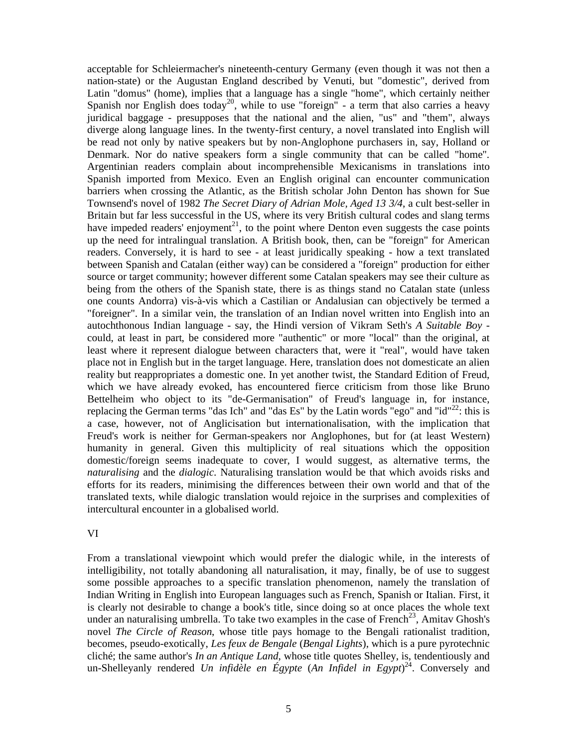acceptable for Schleiermacher's nineteenth-century Germany (even though it was not then a nation-state) or the Augustan England described by Venuti, but "domestic", derived from Latin "domus" (home), implies that a language has a single "home", which certainly neither Spanish nor English does today[20], while to use "foreign" - a term that also carries a heavy juridical baggage - presupposes that the national and the alien, "us" and "them", always diverge along language lines. In the twenty-first century, a novel translated into English will be read not only by native speakers but by non-Anglophone purchasers in, say, Holland or Denmark. Nor do native speakers form a single community that can be called "home". Argentinian readers complain about incomprehensible Mexicanisms in translations into Spanish imported from Mexico. Even an English original can encounter communication barriers when crossing the Atlantic, as the British scholar John Denton has shown for Sue Townsend's novel of 1982 *The Secret Diary of Adrian Mole, Aged 13 3/4*, a cult best-seller in Britain but far less successful in the US, where its very British cultural codes and slang terms have impeded readers' enjoyment[21], to the point where Denton even suggests the case points up the need for intralingual translation. A British book, then, can be "foreign" for American readers. Conversely, it is hard to see - at least juridically speaking - how a text translated between Spanish and Catalan (either way) can be considered a "foreign" production for either source or target community; however different some Catalan speakers may see their culture as being from the others of the Spanish state, there is as things stand no Catalan state (unless one counts Andorra) vis-à-vis which a Castilian or Andalusian can objectively be termed a "foreigner". In a similar vein, the translation of an Indian novel written into English into an autochthonous Indian language - say, the Hindi version of Vikram Seth's *A Suitable Boy* - could, at least in part, be considered more "authentic" or more "local" than the original, at least where it represent dialogue between characters that, were it "real", would have taken place not in English but in the target language. Here, translation does not domesticate an alien reality but reappropriates a domestic one. In yet another twist, the Standard Edition of Freud, which we have already evoked, has encountered fierce criticism from those like Bruno Bettelheim who object to its "de-Germanisation" of Freud's language in, for instance, replacing the German terms "das Ich" and "das Es" by the Latin words "ego" and "id"[22]: this is a case, however, not of Anglicisation but internationalisation, with the implication that Freud's work is neither for German-speakers nor Anglophones, but for (at least Western) humanity in general. Given this multiplicity of real situations which the opposition domestic/foreign seems inadequate to cover, I would suggest, as alternative terms, the *naturalising* and the *dialogic*. Naturalising translation would be that which avoids risks and efforts for its readers, minimising the differences between their own world and that of the translated texts, while dialogic translation would rejoice in the surprises and complexities of intercultural encounter in a globalised world.

## VI

From a translational viewpoint which would prefer the dialogic while, in the interests of intelligibility, not totally abandoning all naturalisation, it may, finally, be of use to suggest some possible approaches to a specific translation phenomenon, namely the translation of Indian Writing in English into European languages such as French, Spanish or Italian. First, it is clearly not desirable to change a book's title, since doing so at once places the whole text under an naturalising umbrella. To take two examples in the case of French[23], Amitav Ghosh's novel *The Circle of Reason*, whose title pays homage to the Bengali rationalist tradition, becomes, pseudo-exotically, *Les feux de Bengale* (*Bengal Lights*), which is a pure pyrotechnic cliché; the same author's *In an Antique Land*, whose title quotes Shelley, is, tendentiously and un-Shelleyanly rendered *Un infidèle en Égypte* (*An Infidel in Egypt*)[24]. Conversely and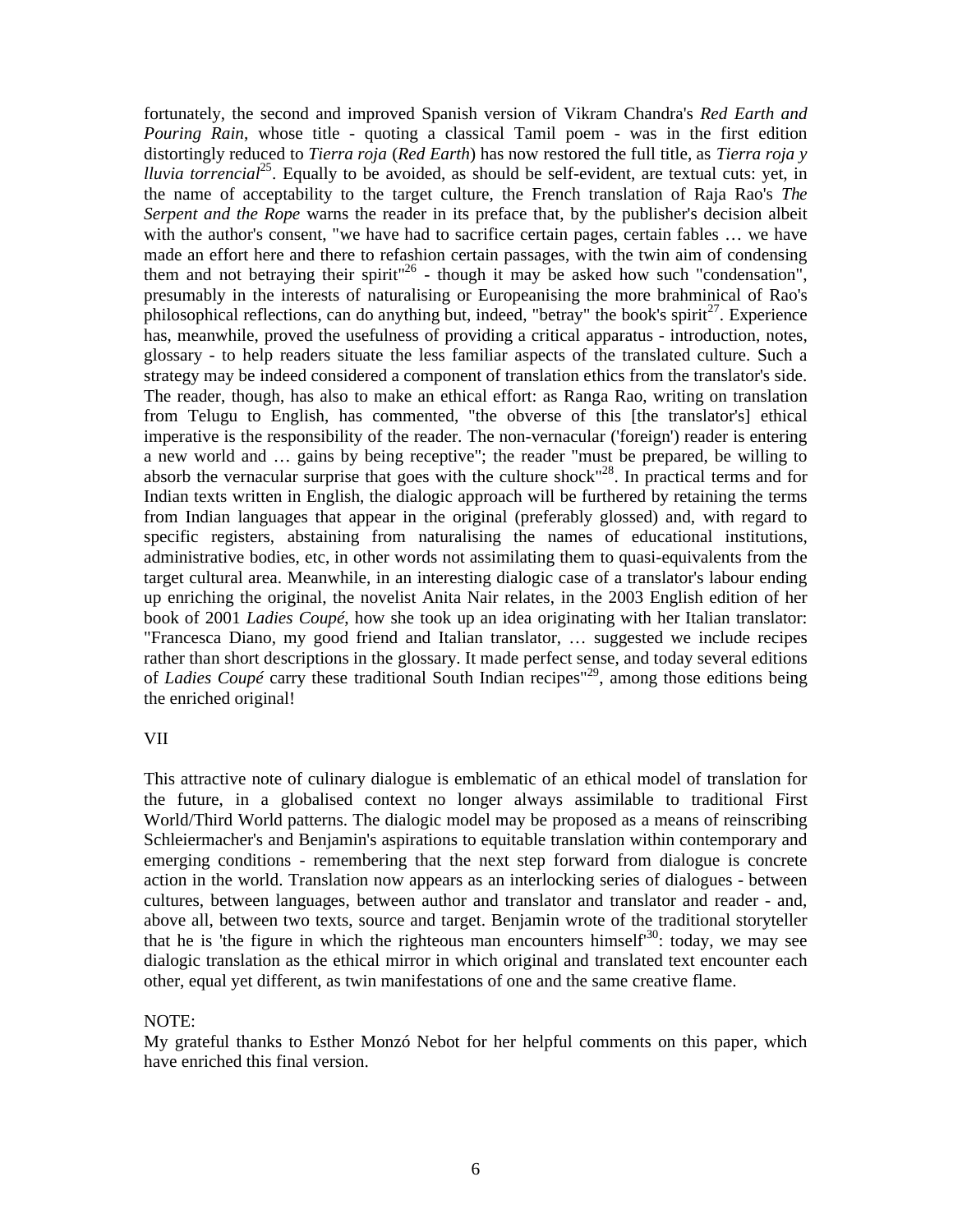fortunately, the second and improved Spanish version of Vikram Chandra's *Red Earth and Pouring Rain*, whose title - quoting a classical Tamil poem - was in the first edition distortingly reduced to *Tierra roja* (*Red Earth*) has now restored the full title, as *Tierra roja y lluvia torrencial*[25]. Equally to be avoided, as should be self-evident, are textual cuts: yet, in the name of acceptability to the target culture, the French translation of Raja Rao's *The Serpent and the Rope* warns the reader in its preface that, by the publisher's decision albeit with the author's consent, "we have had to sacrifice certain pages, certain fables … we have made an effort here and there to refashion certain passages, with the twin aim of condensing them and not betraying their spirit"[26] - though it may be asked how such "condensation", presumably in the interests of naturalising or Europeanising the more brahminical of Rao's philosophical reflections, can do anything but, indeed, "betray" the book's spirit[27]. Experience has, meanwhile, proved the usefulness of providing a critical apparatus - introduction, notes, glossary - to help readers situate the less familiar aspects of the translated culture. Such a strategy may be indeed considered a component of translation ethics from the translator's side. The reader, though, has also to make an ethical effort: as Ranga Rao, writing on translation from Telugu to English, has commented, "the obverse of this [the translator's] ethical imperative is the responsibility of the reader. The non-vernacular ('foreign') reader is entering a new world and … gains by being receptive"; the reader "must be prepared, be willing to absorb the vernacular surprise that goes with the culture shock"[28]. In practical terms and for Indian texts written in English, the dialogic approach will be furthered by retaining the terms from Indian languages that appear in the original (preferably glossed) and, with regard to specific registers, abstaining from naturalising the names of educational institutions, administrative bodies, etc, in other words not assimilating them to quasi-equivalents from the target cultural area. Meanwhile, in an interesting dialogic case of a translator's labour ending up enriching the original, the novelist Anita Nair relates, in the 2003 English edition of her book of 2001 *Ladies Coupé*, how she took up an idea originating with her Italian translator: "Francesca Diano, my good friend and Italian translator, … suggested we include recipes rather than short descriptions in the glossary. It made perfect sense, and today several editions of *Ladies Coupé* carry these traditional South Indian recipes"[29], among those editions being the enriched original!

## VII

This attractive note of culinary dialogue is emblematic of an ethical model of translation for the future, in a globalised context no longer always assimilable to traditional First World/Third World patterns. The dialogic model may be proposed as a means of reinscribing Schleiermacher's and Benjamin's aspirations to equitable translation within contemporary and emerging conditions - remembering that the next step forward from dialogue is concrete action in the world. Translation now appears as an interlocking series of dialogues - between cultures, between languages, between author and translator and translator and reader - and, above all, between two texts, source and target. Benjamin wrote of the traditional storyteller that he is 'the figure in which the righteous man encounters himself'[30]: today, we may see dialogic translation as the ethical mirror in which original and translated text encounter each other, equal yet different, as twin manifestations of one and the same creative flame.

NOTE:
My grateful thanks to Esther Monzó Nebot for her helpful comments on this paper, which have enriched this final version.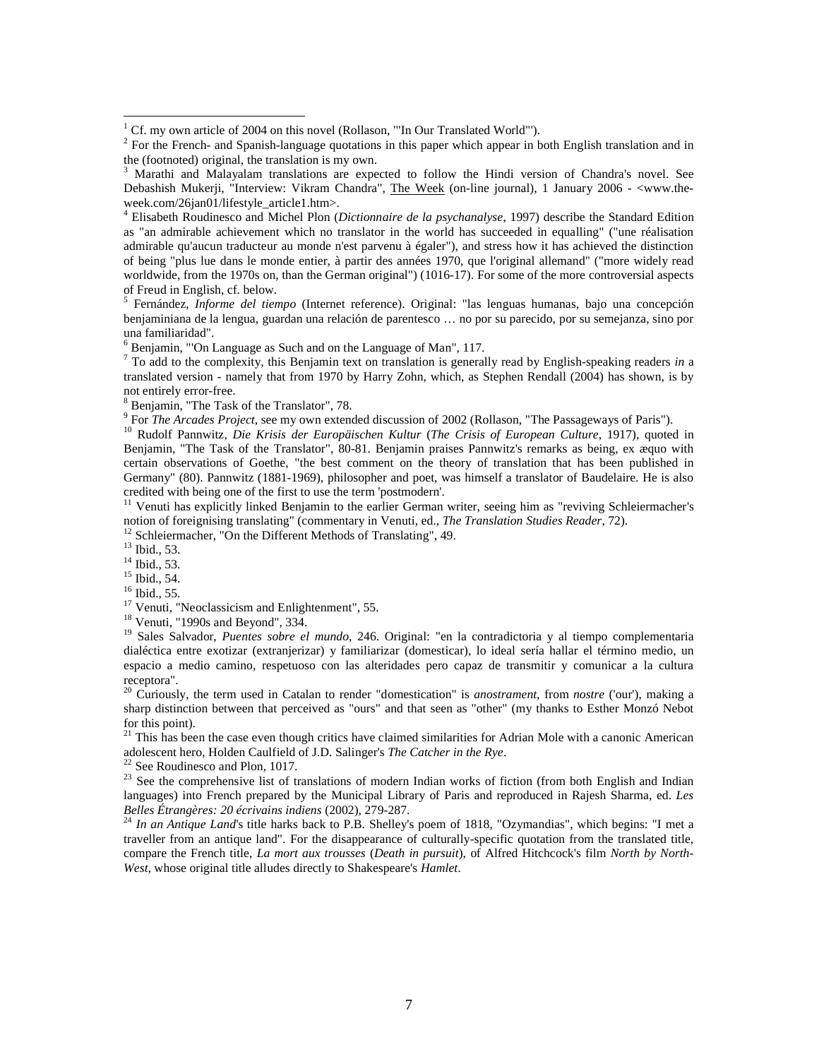[1] Cf. my own article of 2004 on this novel (Rollason, "'In Our Translated World'").

[2] For the French- and Spanish-language quotations in this paper which appear in both English translation and in the (footnoted) original, the translation is my own.

[3] Marathi and Malayalam translations are expected to follow the Hindi version of Chandra's novel. See Debashish Mukerji, "Interview: Vikram Chandra", The Week (on-line journal), 1 January 2006 - <www.the-week.com/26jan01/lifestyle_article1.htm>.

[4] Elisabeth Roudinesco and Michel Plon (*Dictionnaire de la psychanalyse*, 1997) describe the Standard Edition as "an admirable achievement which no translator in the world has succeeded in equalling" ("une réalisation admirable qu'aucun traducteur au monde n'est parvenu à égaler"), and stress how it has achieved the distinction of being "plus lue dans le monde entier, à partir des années 1970, que l'original allemand" ("more widely read worldwide, from the 1970s on, than the German original") (1016-17). For some of the more controversial aspects of Freud in English, cf. below.

[5] Fernández, *Informe del tiempo* (Internet reference). Original: "las lenguas humanas, bajo una concepción benjaminiana de la lengua, guardan una relación de parentesco … no por su parecido, por su semejanza, sino por una familiaridad".

[6] Benjamin, "'On Language as Such and on the Language of Man", 117.

[7] To add to the complexity, this Benjamin text on translation is generally read by English-speaking readers *in* a translated version - namely that from 1970 by Harry Zohn, which, as Stephen Rendall (2004) has shown, is by not entirely error-free.

[8] Benjamin, "The Task of the Translator", 78.

[9] For *The Arcades Project*, see my own extended discussion of 2002 (Rollason, "The Passageways of Paris").

[10] Rudolf Pannwitz, *Die Krisis der Europäischen Kultur* (*The Crisis of European Culture*, 1917), quoted in Benjamin, "The Task of the Translator", 80-81. Benjamin praises Pannwitz's remarks as being, ex æquo with certain observations of Goethe, "the best comment on the theory of translation that has been published in Germany" (80). Pannwitz (1881-1969), philosopher and poet, was himself a translator of Baudelaire. He is also credited with being one of the first to use the term 'postmodern'.

[11] Venuti has explicitly linked Benjamin to the earlier German writer, seeing him as "reviving Schleiermacher's notion of foreignising translating" (commentary in Venuti, ed., *The Translation Studies Reader*, 72).

[12] Schleiermacher, "On the Different Methods of Translating", 49.

[13] Ibid., 53.

[14] Ibid., 53.

[15] Ibid., 54.

[16] Ibid., 55.

[17] Venuti, "Neoclassicism and Enlightenment", 55.

[18] Venuti, "1990s and Beyond", 334.

[19] Sales Salvador, *Puentes sobre el mundo*, 246. Original: "en la contradictoria y al tiempo complementaria dialéctica entre exotizar (extranjerizar) y familiarizar (domesticar), lo ideal sería hallar el término medio, un espacio a medio camino, respetuoso con las alteridades pero capaz de transmitir y comunicar a la cultura receptora".

[20] Curiously, the term used in Catalan to render "domestication" is *anostrament*, from *nostre* ('our'), making a sharp distinction between that perceived as "ours" and that seen as "other" (my thanks to Esther Monzó Nebot for this point).

[21] This has been the case even though critics have claimed similarities for Adrian Mole with a canonic American adolescent hero, Holden Caulfield of J.D. Salinger's *The Catcher in the Rye*.

[22] See Roudinesco and Plon, 1017.

[23] See the comprehensive list of translations of modern Indian works of fiction (from both English and Indian languages) into French prepared by the Municipal Library of Paris and reproduced in Rajesh Sharma, ed. *Les Belles Étrangères: 20 écrivains indiens* (2002), 279-287.

[24] *In an Antique Land*'s title harks back to P.B. Shelley's poem of 1818, "Ozymandias", which begins: "I met a traveller from an antique land". For the disappearance of culturally-specific quotation from the translated title, compare the French title, *La mort aux trousses* (*Death in pursuit*), of Alfred Hitchcock's film *North by North-West*, whose original title alludes directly to Shakespeare's *Hamlet*.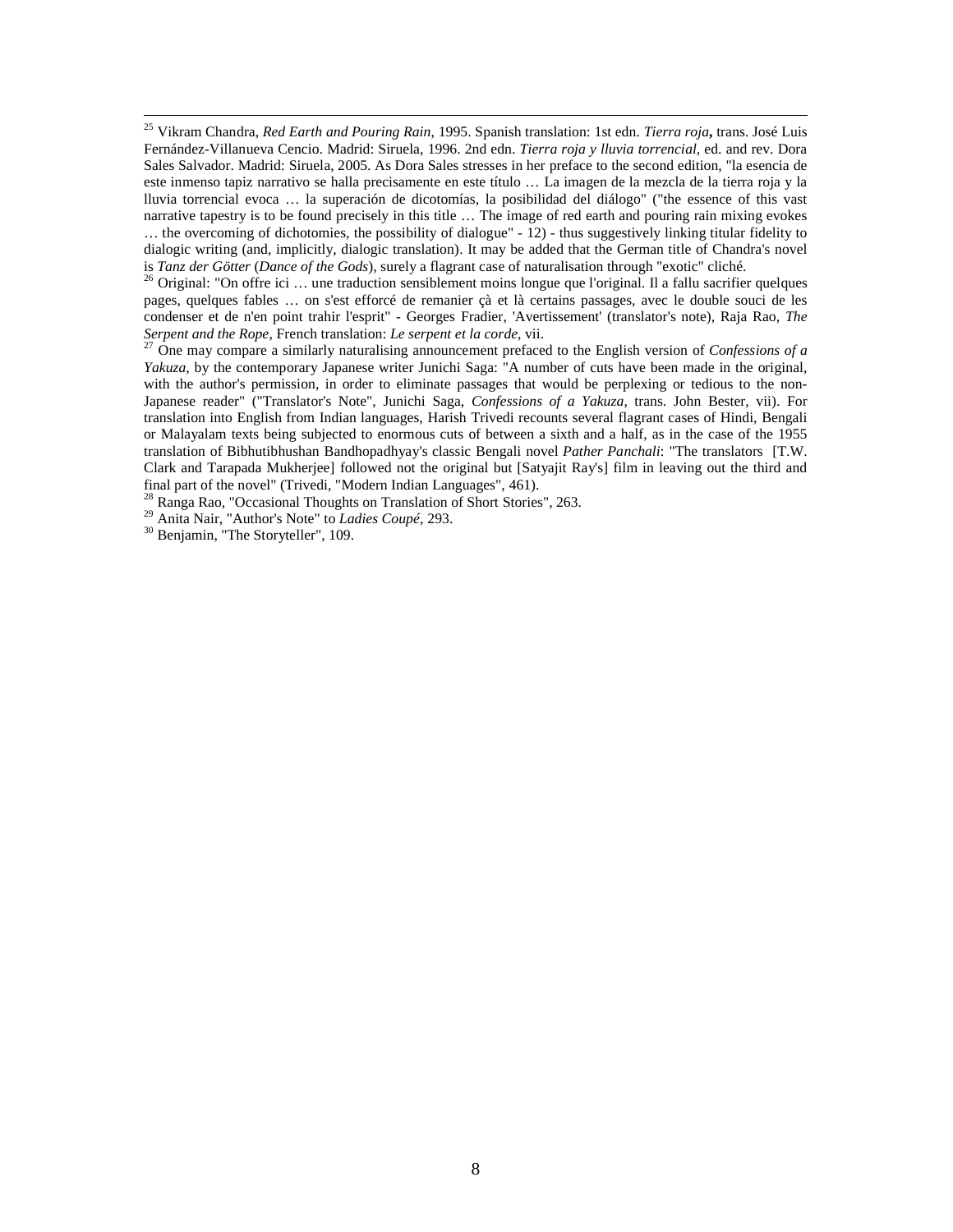[25] Vikram Chandra, *Red Earth and Pouring Rain*, 1995. Spanish translation: 1st edn. *Tierra roja***,** trans. José Luis Fernández-Villanueva Cencio. Madrid: Siruela, 1996. 2nd edn. *Tierra roja y lluvia torrencial*, ed. and rev. Dora Sales Salvador. Madrid: Siruela, 2005. As Dora Sales stresses in her preface to the second edition, "la esencia de este inmenso tapiz narrativo se halla precisamente en este título … La imagen de la mezcla de la tierra roja y la lluvia torrencial evoca … la superación de dicotomías, la posibilidad del diálogo" ("the essence of this vast narrative tapestry is to be found precisely in this title … The image of red earth and pouring rain mixing evokes … the overcoming of dichotomies, the possibility of dialogue" - 12) - thus suggestively linking titular fidelity to dialogic writing (and, implicitly, dialogic translation). It may be added that the German title of Chandra's novel is *Tanz der Götter* (*Dance of the Gods*), surely a flagrant case of naturalisation through "exotic" cliché.

[26] Original: "On offre ici … une traduction sensiblement moins longue que l'original. Il a fallu sacrifier quelques pages, quelques fables … on s'est efforcé de remanier çà et là certains passages, avec le double souci de les condenser et de n'en point trahir l'esprit" - Georges Fradier, 'Avertissement' (translator's note), Raja Rao, *The Serpent and the Rope*, French translation: *Le serpent et la corde*, vii.

[27] One may compare a similarly naturalising announcement prefaced to the English version of *Confessions of a Yakuza*, by the contemporary Japanese writer Junichi Saga: "A number of cuts have been made in the original, with the author's permission, in order to eliminate passages that would be perplexing or tedious to the non-Japanese reader" ("Translator's Note", Junichi Saga, *Confessions of a Yakuza*, trans. John Bester, vii). For translation into English from Indian languages, Harish Trivedi recounts several flagrant cases of Hindi, Bengali or Malayalam texts being subjected to enormous cuts of between a sixth and a half, as in the case of the 1955 translation of Bibhutibhushan Bandhopadhyay's classic Bengali novel *Pather Panchali*: "The translators [T.W. Clark and Tarapada Mukherjee] followed not the original but [Satyajit Ray's] film in leaving out the third and final part of the novel" (Trivedi, "Modern Indian Languages", 461).

[28] Ranga Rao, "Occasional Thoughts on Translation of Short Stories", 263.

[29] Anita Nair, "Author's Note" to *Ladies Coupé*, 293.

[30] Benjamin, "The Storyteller", 109.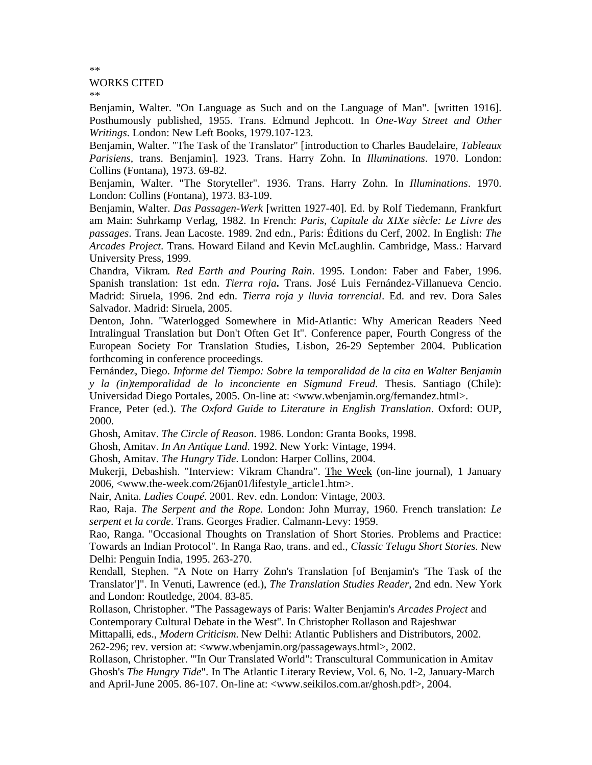**

WORKS CITED

**

Benjamin, Walter. "On Language as Such and on the Language of Man". [written 1916]. Posthumously published, 1955. Trans. Edmund Jephcott. In *One-Way Street and Other Writings*. London: New Left Books, 1979.107-123.

Benjamin, Walter. "The Task of the Translator" [introduction to Charles Baudelaire, *Tableaux Parisiens*, trans. Benjamin]. 1923. Trans. Harry Zohn. In *Illuminations*. 1970. London: Collins (Fontana), 1973. 69-82.

Benjamin, Walter. "The Storyteller". 1936. Trans. Harry Zohn. In *Illuminations*. 1970. London: Collins (Fontana), 1973. 83-109.

Benjamin, Walter. *Das Passagen-Werk* [written 1927-40]. Ed. by Rolf Tiedemann, Frankfurt am Main: Suhrkamp Verlag, 1982. In French: *Paris, Capitale du XIXe siècle: Le Livre des passages*. Trans. Jean Lacoste. 1989. 2nd edn., Paris: Éditions du Cerf, 2002. In English: *The Arcades Project*. Trans. Howard Eiland and Kevin McLaughlin. Cambridge, Mass.: Harvard University Press, 1999.

Chandra, Vikram. *Red Earth and Pouring Rain*. 1995. London: Faber and Faber, 1996. Spanish translation: 1st edn. *Tierra roja***.** Trans. José Luis Fernández-Villanueva Cencio. Madrid: Siruela, 1996. 2nd edn. *Tierra roja y lluvia torrencial*. Ed. and rev. Dora Sales Salvador. Madrid: Siruela, 2005.

Denton, John. "Waterlogged Somewhere in Mid-Atlantic: Why American Readers Need Intralingual Translation but Don't Often Get It". Conference paper, Fourth Congress of the European Society For Translation Studies, Lisbon, 26-29 September 2004. Publication forthcoming in conference proceedings.

Fernández, Diego. *Informe del Tiempo: Sobre la temporalidad de la cita en Walter Benjamin y la (in)temporalidad de lo inconciente en Sigmund Freud*. Thesis. Santiago (Chile): Universidad Diego Portales, 2005. On-line at: <www.wbenjamin.org/fernandez.html>.

France, Peter (ed.). *The Oxford Guide to Literature in English Translation*. Oxford: OUP, 2000.

Ghosh, Amitav. *The Circle of Reason*. 1986. London: Granta Books, 1998.

Ghosh, Amitav. *In An Antique Land*. 1992. New York: Vintage, 1994.

Ghosh, Amitav. *The Hungry Tide*. London: Harper Collins, 2004.

Mukerji, Debashish. "Interview: Vikram Chandra". The Week (on-line journal), 1 January 2006, <www.the-week.com/26jan01/lifestyle_article1.htm>.

Nair, Anita. *Ladies Coupé*. 2001. Rev. edn. London: Vintage, 2003.

Rao, Raja. *The Serpent and the Rope.* London: John Murray, 1960. French translation: *Le serpent et la corde*. Trans. Georges Fradier. Calmann-Levy: 1959.

Rao, Ranga. "Occasional Thoughts on Translation of Short Stories. Problems and Practice: Towards an Indian Protocol". In Ranga Rao, trans. and ed., *Classic Telugu Short Stories*. New Delhi: Penguin India, 1995. 263-270.

Rendall, Stephen. "A Note on Harry Zohn's Translation [of Benjamin's 'The Task of the Translator']". In Venuti, Lawrence (ed.), *The Translation Studies Reader*, 2nd edn. New York and London: Routledge, 2004. 83-85.

Rollason, Christopher. "The Passageways of Paris: Walter Benjamin's *Arcades Project* and Contemporary Cultural Debate in the West". In Christopher Rollason and Rajeshwar Mittapalli, eds., *Modern Criticism*. New Delhi: Atlantic Publishers and Distributors, 2002. 262-296; rev. version at: <www.wbenjamin.org/passageways.html>, 2002.

Rollason, Christopher. "'In Our Translated World": Transcultural Communication in Amitav Ghosh's *The Hungry Tide*". In The Atlantic Literary Review, Vol. 6, No. 1-2, January-March and April-June 2005. 86-107. On-line at: <www.seikilos.com.ar/ghosh.pdf>, 2004.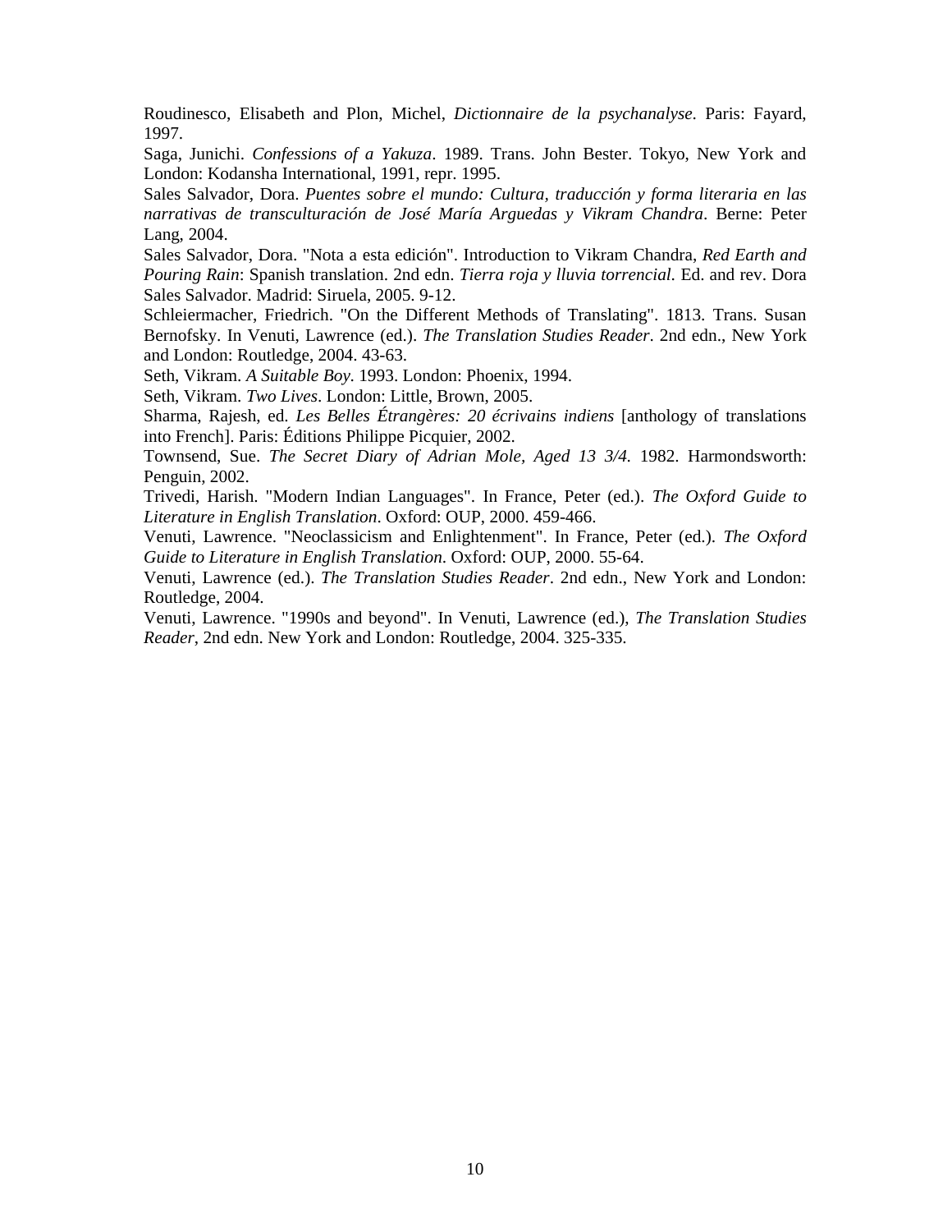Roudinesco, Elisabeth and Plon, Michel, *Dictionnaire de la psychanalyse*. Paris: Fayard, 1997.

Saga, Junichi. *Confessions of a Yakuza*. 1989. Trans. John Bester. Tokyo, New York and London: Kodansha International, 1991, repr. 1995.

Sales Salvador, Dora. *Puentes sobre el mundo: Cultura, traducción y forma literaria en las narrativas de transculturación de José María Arguedas y Vikram Chandra*. Berne: Peter Lang, 2004.

Sales Salvador, Dora. "Nota a esta edición". Introduction to Vikram Chandra, *Red Earth and Pouring Rain*: Spanish translation. 2nd edn. *Tierra roja y lluvia torrencial*. Ed. and rev. Dora Sales Salvador. Madrid: Siruela, 2005. 9-12.

Schleiermacher, Friedrich. "On the Different Methods of Translating". 1813. Trans. Susan Bernofsky. In Venuti, Lawrence (ed.). *The Translation Studies Reader*. 2nd edn., New York and London: Routledge, 2004. 43-63.

Seth, Vikram. *A Suitable Boy*. 1993. London: Phoenix, 1994.

Seth, Vikram. *Two Lives*. London: Little, Brown, 2005.

Sharma, Rajesh, ed. *Les Belles Étrangères: 20 écrivains indiens* [anthology of translations into French]. Paris: Éditions Philippe Picquier, 2002.

Townsend, Sue. *The Secret Diary of Adrian Mole, Aged 13 3/4.* 1982. Harmondsworth: Penguin, 2002.

Trivedi, Harish. "Modern Indian Languages". In France, Peter (ed.). *The Oxford Guide to Literature in English Translation*. Oxford: OUP, 2000. 459-466.

Venuti, Lawrence. "Neoclassicism and Enlightenment". In France, Peter (ed.). *The Oxford Guide to Literature in English Translation*. Oxford: OUP, 2000. 55-64.

Venuti, Lawrence (ed.). *The Translation Studies Reader*. 2nd edn., New York and London: Routledge, 2004.

Venuti, Lawrence. "1990s and beyond". In Venuti, Lawrence (ed.), *The Translation Studies Reader*, 2nd edn. New York and London: Routledge, 2004. 325-335.